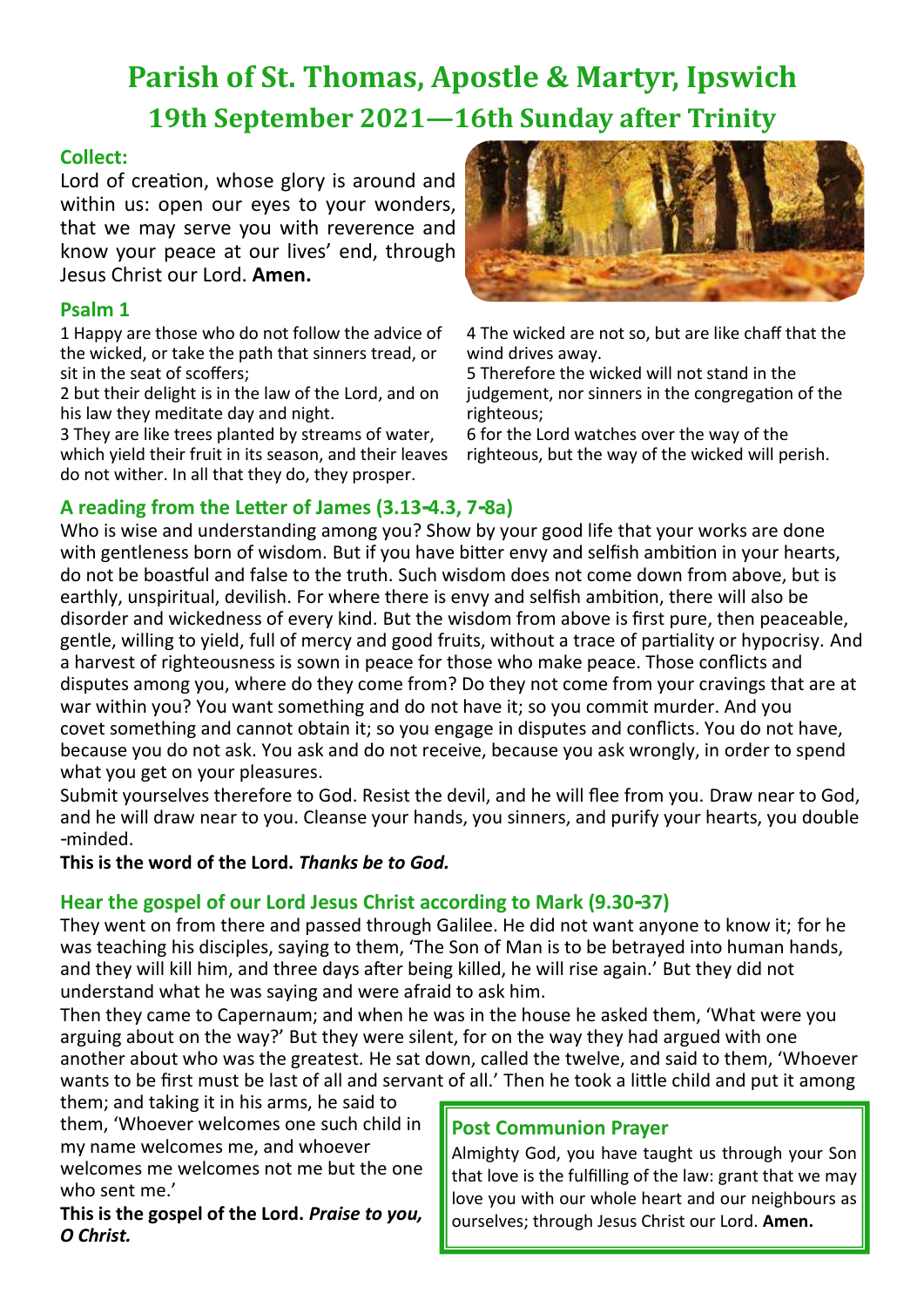# Parish of St. Thomas, Apostle & Martyr, Ipswich

## 19th September 2021—16th Sunday after Trinity

### Collect:

Lord of creation, whose glory is around and within us: open our eyes to your wonders, that we may serve you with reverence and know your peace at our lives' end, through Jesus Christ our Lord. **Amen.**

### Psalm 1

1 Happy are those who do not follow the advice of the wicked, or take the path that sinners tread, or sit in the seat of scoffers;
2 but their delight is in the law of the Lord, and on his law they meditate day and night.
3 They are like trees planted by streams of water, which yield their fruit in its season, and their leaves do not wither. In all that they do, they prosper.
4 The wicked are not so, but are like chaff that the wind drives away.
5 Therefore the wicked will not stand in the judgement, nor sinners in the congregation of the righteous;
6 for the Lord watches over the way of the righteous, but the way of the wicked will perish.

### A reading from the Letter of James (3.13-4.3, 7-8a)

Who is wise and understanding among you? Show by your good life that your works are done with gentleness born of wisdom. But if you have bitter envy and selfish ambition in your hearts, do not be boastful and false to the truth. Such wisdom does not come down from above, but is earthly, unspiritual, devilish. For where there is envy and selfish ambition, there will also be disorder and wickedness of every kind. But the wisdom from above is first pure, then peaceable, gentle, willing to yield, full of mercy and good fruits, without a trace of partiality or hypocrisy. And a harvest of righteousness is sown in peace for those who make peace. Those conflicts and disputes among you, where do they come from? Do they not come from your cravings that are at war within you? You want something and do not have it; so you commit murder. And you covet something and cannot obtain it; so you engage in disputes and conflicts. You do not have, because you do not ask. You ask and do not receive, because you ask wrongly, in order to spend what you get on your pleasures.

Submit yourselves therefore to God. Resist the devil, and he will flee from you. Draw near to God, and he will draw near to you. Cleanse your hands, you sinners, and purify your hearts, you double-minded.

**This is the word of the Lord. *Thanks be to God.***

### Hear the gospel of our Lord Jesus Christ according to Mark (9.30-37)

They went on from there and passed through Galilee. He did not want anyone to know it; for he was teaching his disciples, saying to them, 'The Son of Man is to be betrayed into human hands, and they will kill him, and three days after being killed, he will rise again.' But they did not understand what he was saying and were afraid to ask him.

Then they came to Capernaum; and when he was in the house he asked them, 'What were you arguing about on the way?' But they were silent, for on the way they had argued with one another about who was the greatest. He sat down, called the twelve, and said to them, 'Whoever wants to be first must be last of all and servant of all.' Then he took a little child and put it among them; and taking it in his arms, he said to them, 'Whoever welcomes one such child in my name welcomes me, and whoever welcomes me welcomes not me but the one who sent me.'

**This is the gospel of the Lord. *Praise to you, O Christ.***

### Post Communion Prayer

Almighty God, you have taught us through your Son that love is the fulfilling of the law: grant that we may love you with our whole heart and our neighbours as ourselves; through Jesus Christ our Lord. **Amen.**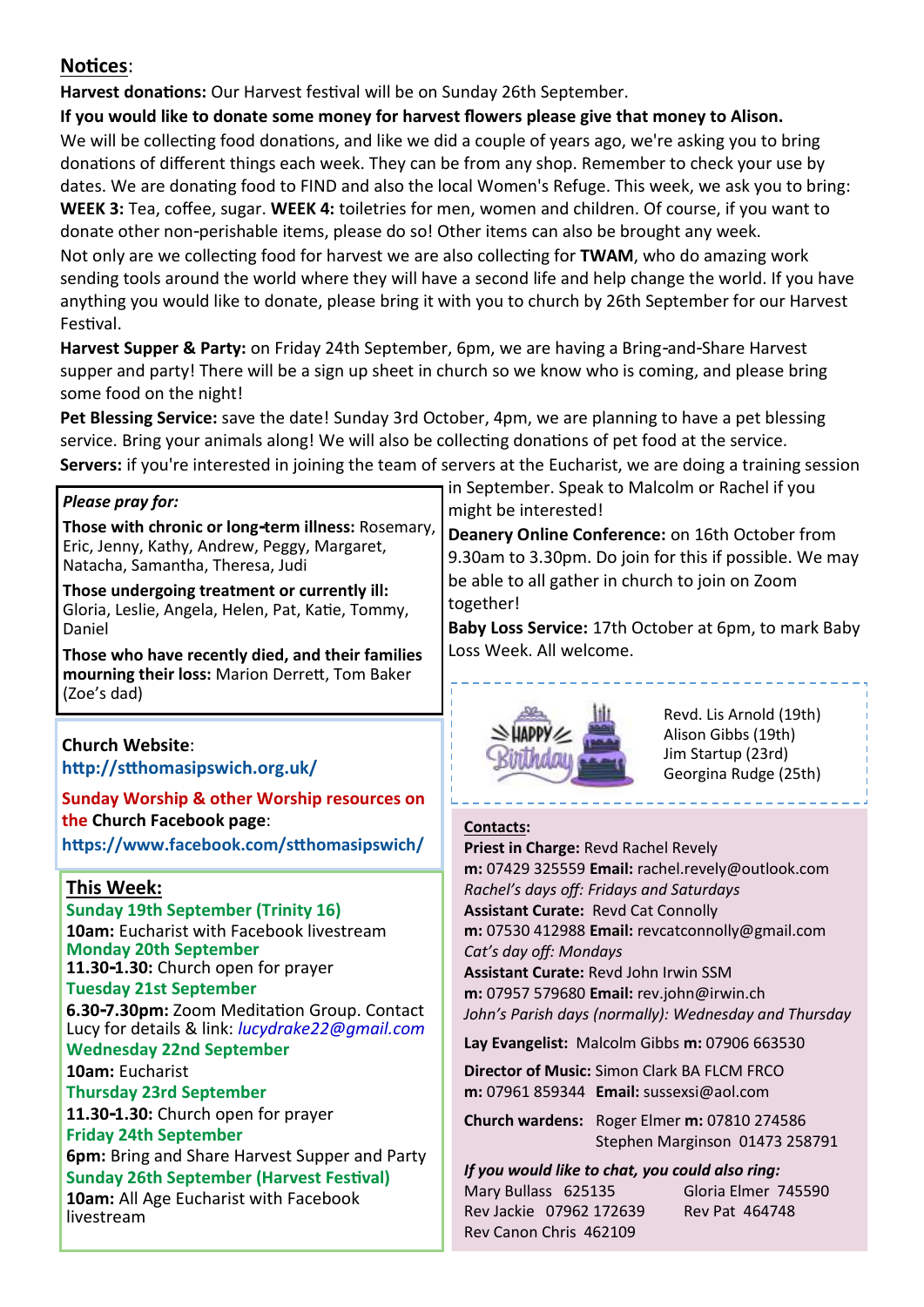## Notices:

**Harvest donations:** Our Harvest festival will be on Sunday 26th September.

**If you would like to donate some money for harvest flowers please give that money to Alison.**

We will be collecting food donations, and like we did a couple of years ago, we're asking you to bring donations of different things each week. They can be from any shop. Remember to check your use by dates. We are donating food to FIND and also the local Women's Refuge. This week, we ask you to bring: **WEEK 3:** Tea, coffee, sugar. **WEEK 4:** toiletries for men, women and children. Of course, if you want to donate other non-perishable items, please do so! Other items can also be brought any week.

Not only are we collecting food for harvest we are also collecting for **TWAM**, who do amazing work sending tools around the world where they will have a second life and help change the world. If you have anything you would like to donate, please bring it with you to church by 26th September for our Harvest Festival.

**Harvest Supper & Party:** on Friday 24th September, 6pm, we are having a Bring-and-Share Harvest supper and party! There will be a sign up sheet in church so we know who is coming, and please bring some food on the night!

**Pet Blessing Service:** save the date! Sunday 3rd October, 4pm, we are planning to have a pet blessing service. Bring your animals along! We will also be collecting donations of pet food at the service.

**Servers:** if you're interested in joining the team of servers at the Eucharist, we are doing a training session in September. Speak to Malcolm or Rachel if you might be interested!

**Deanery Online Conference:** on 16th October from 9.30am to 3.30pm. Do join for this if possible. We may be able to all gather in church to join on Zoom together!

**Baby Loss Service:** 17th October at 6pm, to mark Baby Loss Week. All welcome.

*Please pray for:*

**Those with chronic or long-term illness:** Rosemary, Eric, Jenny, Kathy, Andrew, Peggy, Margaret, Natacha, Samantha, Theresa, Judi

**Those undergoing treatment or currently ill:** Gloria, Leslie, Angela, Helen, Pat, Katie, Tommy, Daniel

**Those who have recently died, and their families mourning their loss:** Marion Derrett, Tom Baker (Zoe's dad)

Happy Birthday

Revd. Lis Arnold (19th)
Alison Gibbs (19th)
Jim Startup (23rd)
Georgina Rudge (25th)

**Church Website**:
**http://stthomasipswich.org.uk/**

**Sunday Worship & other Worship resources on the Church Facebook page**:
**https://www.facebook.com/stthomasipswich/**

## This Week:

**Sunday 19th September (Trinity 16)**
**10am:** Eucharist with Facebook livestream

**Monday 20th September**
**11.30-1.30:** Church open for prayer

**Tuesday 21st September**
**6.30-7.30pm:** Zoom Meditation Group. Contact Lucy for details & link: *lucydrake22@gmail.com*

**Wednesday 22nd September**
**10am:** Eucharist

**Thursday 23rd September**
**11.30-1.30:** Church open for prayer

**Friday 24th September**
**6pm:** Bring and Share Harvest Supper and Party

**Sunday 26th September (Harvest Festival)**
**10am:** All Age Eucharist with Facebook livestream

**Contacts:**

**Priest in Charge:** Revd Rachel Revely
**m:** 07429 325559 **Email:** rachel.revely@outlook.com
*Rachel's days off: Fridays and Saturdays*

**Assistant Curate:** Revd Cat Connolly
**m:** 07530 412988 **Email:** revcatconnolly@gmail.com
*Cat's day off: Mondays*

**Assistant Curate:** Revd John Irwin SSM
**m:** 07957 579680 **Email:** rev.john@irwin.ch
*John's Parish days (normally): Wednesday and Thursday*

**Lay Evangelist:** Malcolm Gibbs **m:** 07906 663530

**Director of Music:** Simon Clark BA FLCM FRCO
**m:** 07961 859344 **Email:** sussexsi@aol.com

**Church wardens:** Roger Elmer **m:** 07810 274586
Stephen Marginson 01473 258791

***If you would like to chat, you could also ring:***

Mary Bullass 625135
Gloria Elmer 745590
Rev Jackie 07962 172639
Rev Pat 464748
Rev Canon Chris 462109